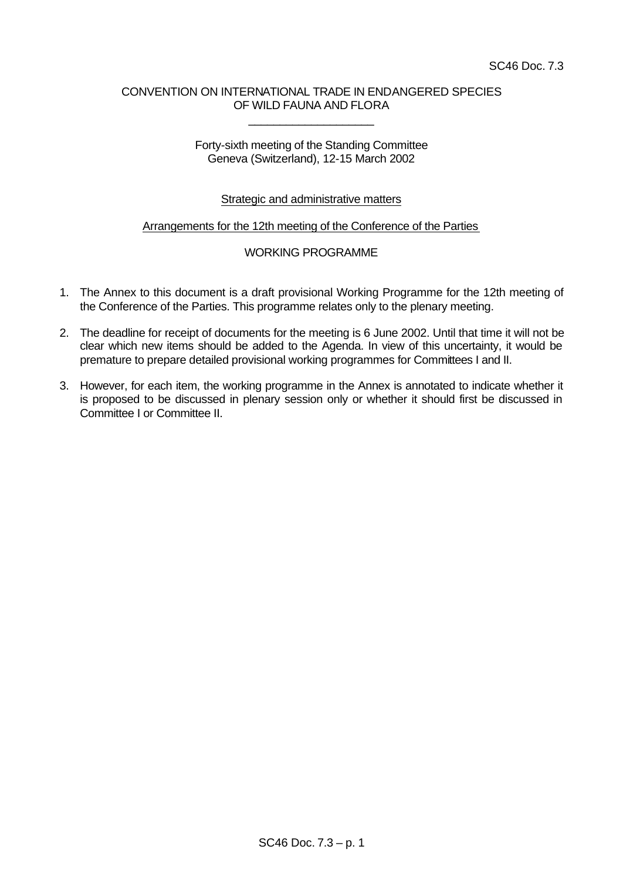SC46 Doc. 7.3

CONVENTION ON INTERNATIONAL TRADE IN ENDANGERED SPECIES
OF WILD FAUNA AND FLORA

\_\_\_\_\_\_\_\_\_\_\_\_\_\_\_\_\_\_\_\_

Forty-sixth meeting of the Standing Committee
Geneva (Switzerland), 12-15 March 2002

Strategic and administrative matters

Arrangements for the 12th meeting of the Conference of the Parties

WORKING PROGRAMME

1. The Annex to this document is a draft provisional Working Programme for the 12th meeting of the Conference of the Parties. This programme relates only to the plenary meeting.

2. The deadline for receipt of documents for the meeting is 6 June 2002. Until that time it will not be clear which new items should be added to the Agenda. In view of this uncertainty, it would be premature to prepare detailed provisional working programmes for Committees I and II.

3. However, for each item, the working programme in the Annex is annotated to indicate whether it is proposed to be discussed in plenary session only or whether it should first be discussed in Committee I or Committee II.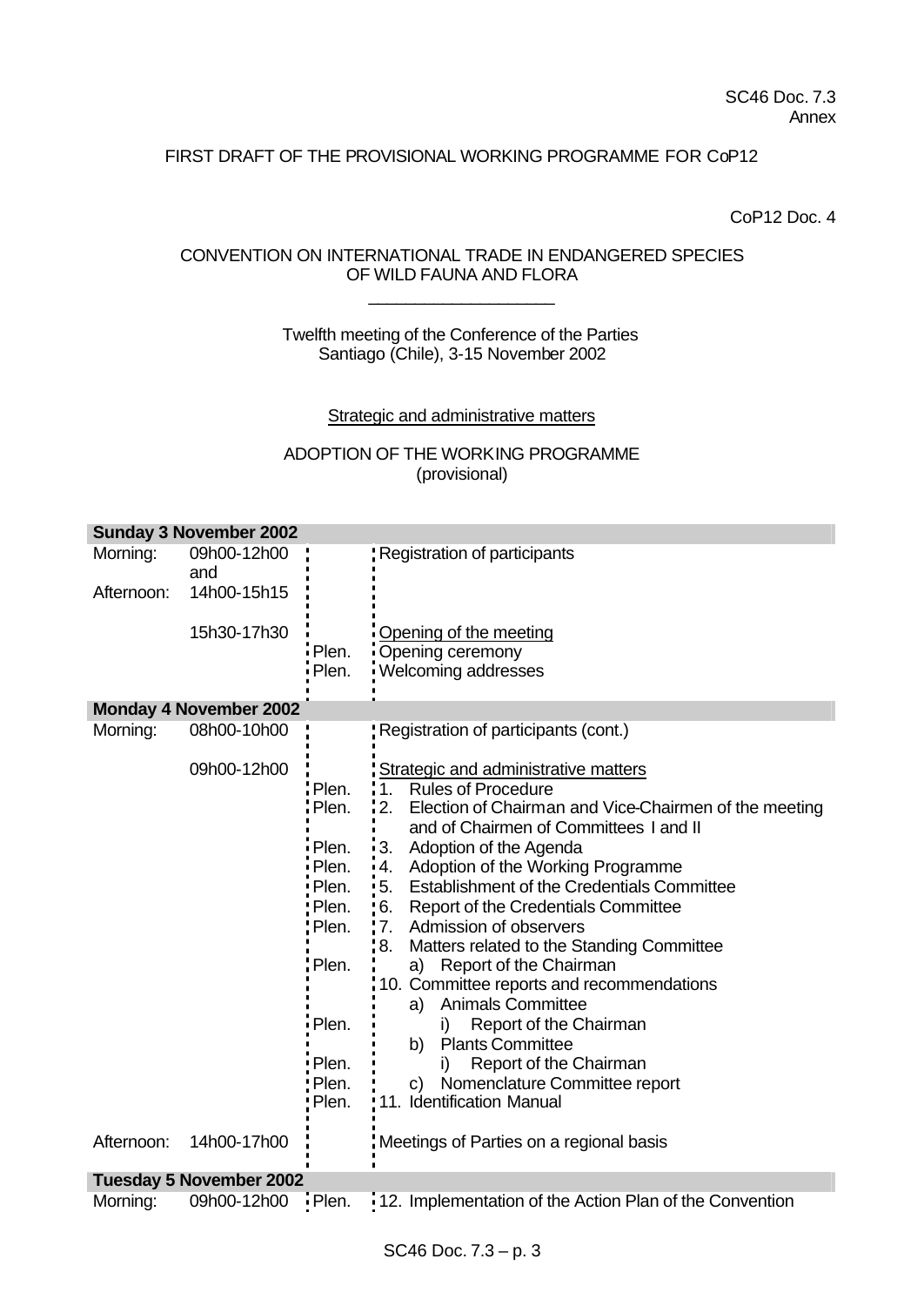SC46 Doc. 7.3
Annex

FIRST DRAFT OF THE PROVISIONAL WORKING PROGRAMME FOR CoP12

CoP12 Doc. 4

CONVENTION ON INTERNATIONAL TRADE IN ENDANGERED SPECIES
OF WILD FAUNA AND FLORA

\_\_\_\_\_\_\_\_\_\_\_\_\_\_\_\_\_\_\_\_

Twelfth meeting of the Conference of the Parties
Santiago (Chile), 3-15 November 2002

Strategic and administrative matters

ADOPTION OF THE WORKING PROGRAMME
(provisional)

| **Sunday 3 November 2002** | | | |
|---|---|---|---|
| Morning: | 09h00-12h00 and | | Registration of participants |
| Afternoon: | 14h00-15h15 | | |
| | 15h30-17h30 | | Opening of the meeting |
| | | Plen. | Opening ceremony |
| | | Plen. | Welcoming addresses |
| **Monday 4 November 2002** | | | |
| Morning: | 08h00-10h00 | | Registration of participants (cont.) |
| | 09h00-12h00 | | Strategic and administrative matters |
| | | Plen. | 1. Rules of Procedure |
| | | Plen. | 2. Election of Chairman and Vice-Chairmen of the meeting and of Chairmen of Committees I and II |
| | | Plen. | 3. Adoption of the Agenda |
| | | Plen. | 4. Adoption of the Working Programme |
| | | Plen. | 5. Establishment of the Credentials Committee |
| | | Plen. | 6. Report of the Credentials Committee |
| | | Plen. | 7. Admission of observers |
| | | | 8. Matters related to the Standing Committee |
| | | Plen. | a) Report of the Chairman |
| | | | 10. Committee reports and recommendations |
| | | | a) Animals Committee |
| | | Plen. | i) Report of the Chairman |
| | | | b) Plants Committee |
| | | Plen. | i) Report of the Chairman |
| | | Plen. | c) Nomenclature Committee report |
| | | Plen. | 11. Identification Manual |
| Afternoon: | 14h00-17h00 | | Meetings of Parties on a regional basis |
| **Tuesday 5 November 2002** | | | |
| Morning: | 09h00-12h00 | Plen. | 12. Implementation of the Action Plan of the Convention |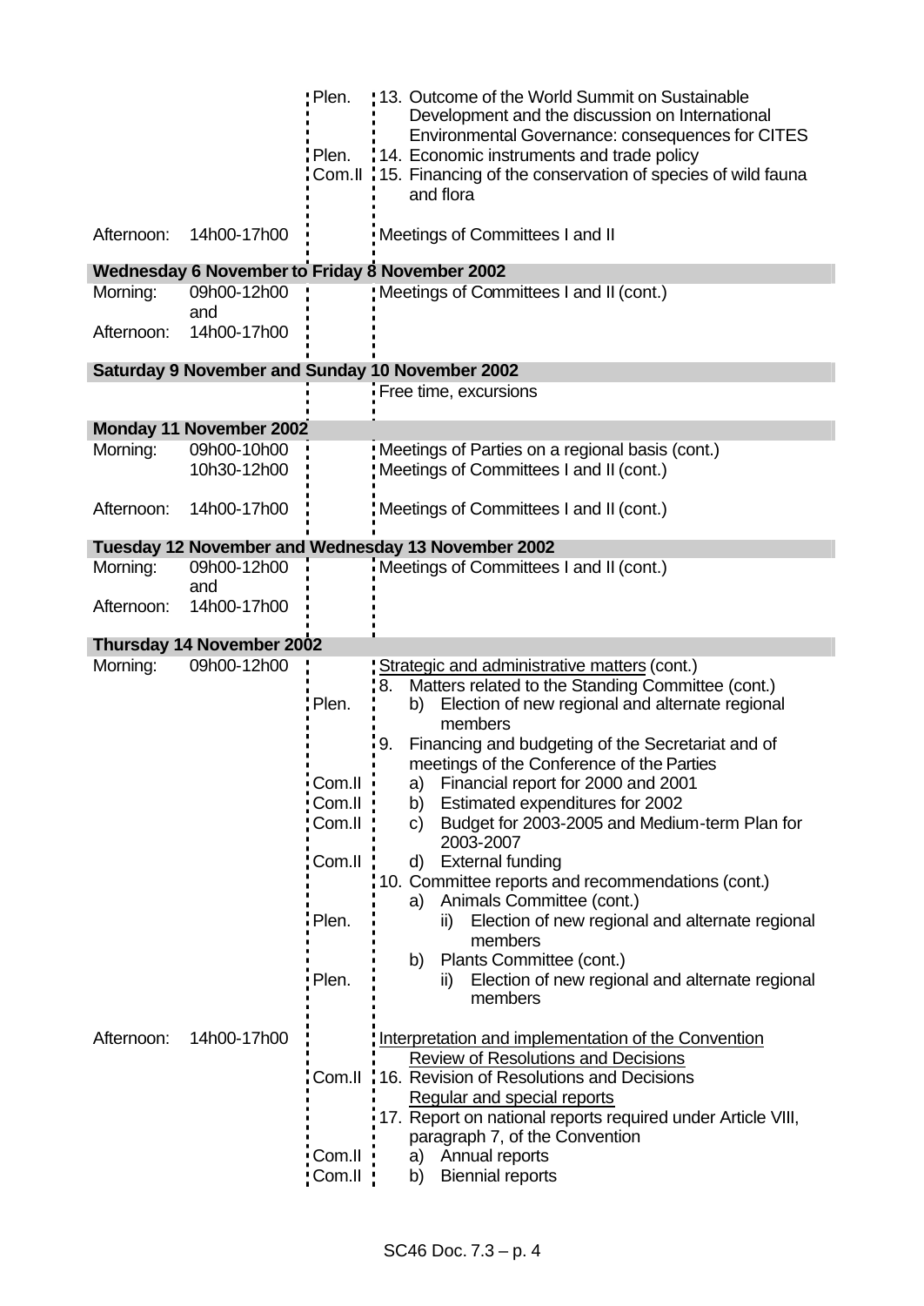| | | | |
|---|---|---|---|
| | | Plen. | 13. Outcome of the World Summit on Sustainable Development and the discussion on International Environmental Governance: consequences for CITES |
| | | Plen. | 14. Economic instruments and trade policy |
| | | Com.II | 15. Financing of the conservation of species of wild fauna and flora |
| Afternoon: | 14h00-17h00 | | Meetings of Committees I and II |
| **Wednesday 6 November to Friday 8 November 2002** | | | |
| Morning: | 09h00-12h00 and | | Meetings of Committees I and II (cont.) |
| Afternoon: | 14h00-17h00 | | |
| **Saturday 9 November and Sunday 10 November 2002** | | | |
| | | | Free time, excursions |
| **Monday 11 November 2002** | | | |
| Morning: | 09h00-10h00 | | Meetings of Parties on a regional basis (cont.) |
| | 10h30-12h00 | | Meetings of Committees I and II (cont.) |
| Afternoon: | 14h00-17h00 | | Meetings of Committees I and II (cont.) |
| **Tuesday 12 November and Wednesday 13 November 2002** | | | |
| Morning: | 09h00-12h00 and | | Meetings of Committees I and II (cont.) |
| Afternoon: | 14h00-17h00 | | |
| **Thursday 14 November 2002** | | | |
| Morning: | 09h00-12h00 | | <u>Strategic and administrative matters</u> (cont.) |
| | | | 8. Matters related to the Standing Committee (cont.) |
| | | Plen. | b) Election of new regional and alternate regional members |
| | | | 9. Financing and budgeting of the Secretariat and of meetings of the Conference of the Parties |
| | | Com.II | a) Financial report for 2000 and 2001 |
| | | Com.II | b) Estimated expenditures for 2002 |
| | | Com.II | c) Budget for 2003-2005 and Medium-term Plan for 2003-2007 |
| | | Com.II | d) External funding |
| | | | 10. Committee reports and recommendations (cont.) |
| | | | a) Animals Committee (cont.) |
| | | Plen. | ii) Election of new regional and alternate regional members |
| | | | b) Plants Committee (cont.) |
| | | Plen. | ii) Election of new regional and alternate regional members |
| Afternoon: | 14h00-17h00 | | <u>Interpretation and implementation of the Convention</u> |
| | | | <u>Review of Resolutions and Decisions</u> |
| | | Com.II | 16. Revision of Resolutions and Decisions |
| | | | <u>Regular and special reports</u> |
| | | | 17. Report on national reports required under Article VIII, paragraph 7, of the Convention |
| | | Com.II | a) Annual reports |
| | | Com.II | b) Biennial reports |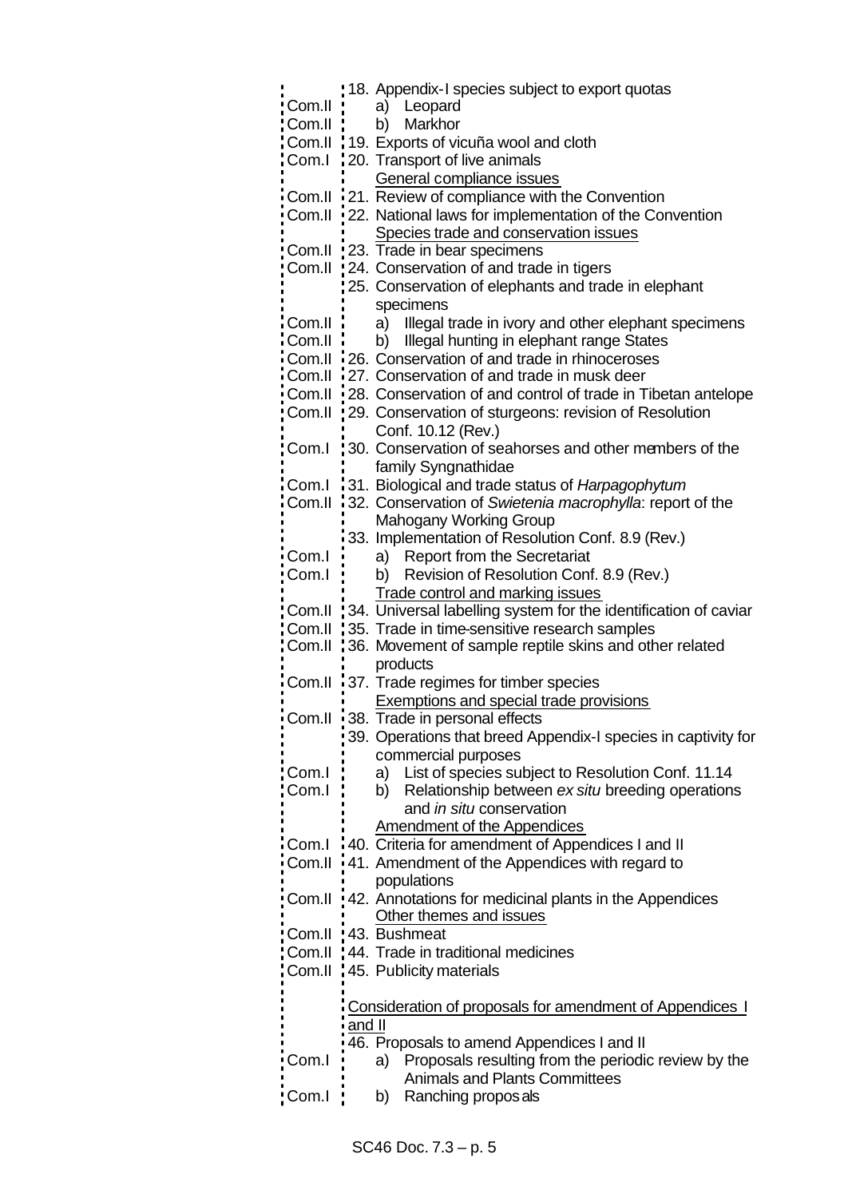| | |
|---|---|
| | 18. Appendix-I species subject to export quotas |
| Com.II | a) Leopard |
| Com.II | b) Markhor |
| Com.II | 19. Exports of vicuña wool and cloth |
| Com.I | 20. Transport of live animals |
| | General compliance issues |
| Com.II | 21. Review of compliance with the Convention |
| Com.II | 22. National laws for implementation of the Convention |
| | Species trade and conservation issues |
| Com.II | 23. Trade in bear specimens |
| Com.II | 24. Conservation of and trade in tigers |
| | 25. Conservation of elephants and trade in elephant specimens |
| Com.II | a) Illegal trade in ivory and other elephant specimens |
| Com.II | b) Illegal hunting in elephant range States |
| Com.II | 26. Conservation of and trade in rhinoceroses |
| Com.II | 27. Conservation of and trade in musk deer |
| Com.II | 28. Conservation of and control of trade in Tibetan antelope |
| Com.II | 29. Conservation of sturgeons: revision of Resolution Conf. 10.12 (Rev.) |
| Com.I | 30. Conservation of seahorses and other members of the family Syngnathidae |
| Com.I | 31. Biological and trade status of *Harpagophytum* |
| Com.II | 32. Conservation of *Swietenia macrophylla*: report of the Mahogany Working Group |
| | 33. Implementation of Resolution Conf. 8.9 (Rev.) |
| Com.I | a) Report from the Secretariat |
| Com.I | b) Revision of Resolution Conf. 8.9 (Rev.) |
| | Trade control and marking issues |
| Com.II | 34. Universal labelling system for the identification of caviar |
| Com.II | 35. Trade in time-sensitive research samples |
| Com.II | 36. Movement of sample reptile skins and other related products |
| Com.II | 37. Trade regimes for timber species |
| | Exemptions and special trade provisions |
| Com.II | 38. Trade in personal effects |
| | 39. Operations that breed Appendix-I species in captivity for commercial purposes |
| Com.I | a) List of species subject to Resolution Conf. 11.14 |
| Com.I | b) Relationship between *ex situ* breeding operations and *in situ* conservation |
| | Amendment of the Appendices |
| Com.I | 40. Criteria for amendment of Appendices I and II |
| Com.II | 41. Amendment of the Appendices with regard to populations |
| Com.II | 42. Annotations for medicinal plants in the Appendices |
| | Other themes and issues |
| Com.II | 43. Bushmeat |
| Com.II | 44. Trade in traditional medicines |
| Com.II | 45. Publicity materials |
| | Consideration of proposals for amendment of Appendices I and II |
| | 46. Proposals to amend Appendices I and II |
| Com.I | a) Proposals resulting from the periodic review by the Animals and Plants Committees |
| Com.I | b) Ranching proposals |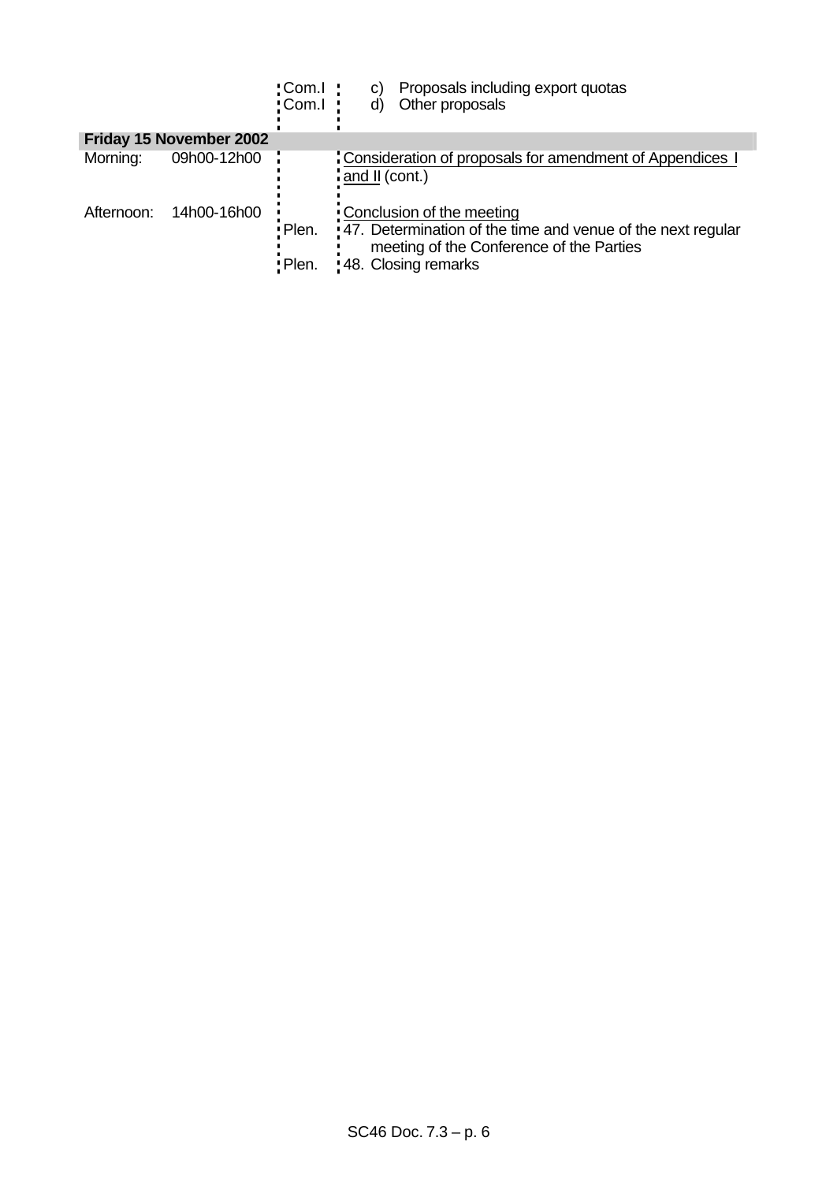| | | | |
|---|---|---|---|
| | | Com.I | c) Proposals including export quotas |
| | | Com.I | d) Other proposals |
| **Friday 15 November 2002** | | | |
| Morning: | 09h00-12h00 | | Consideration of proposals for amendment of Appendices I and II (cont.) |
| Afternoon: | 14h00-16h00 | | Conclusion of the meeting |
| | | Plen. | 47. Determination of the time and venue of the next regular meeting of the Conference of the Parties |
| | | Plen. | 48. Closing remarks |